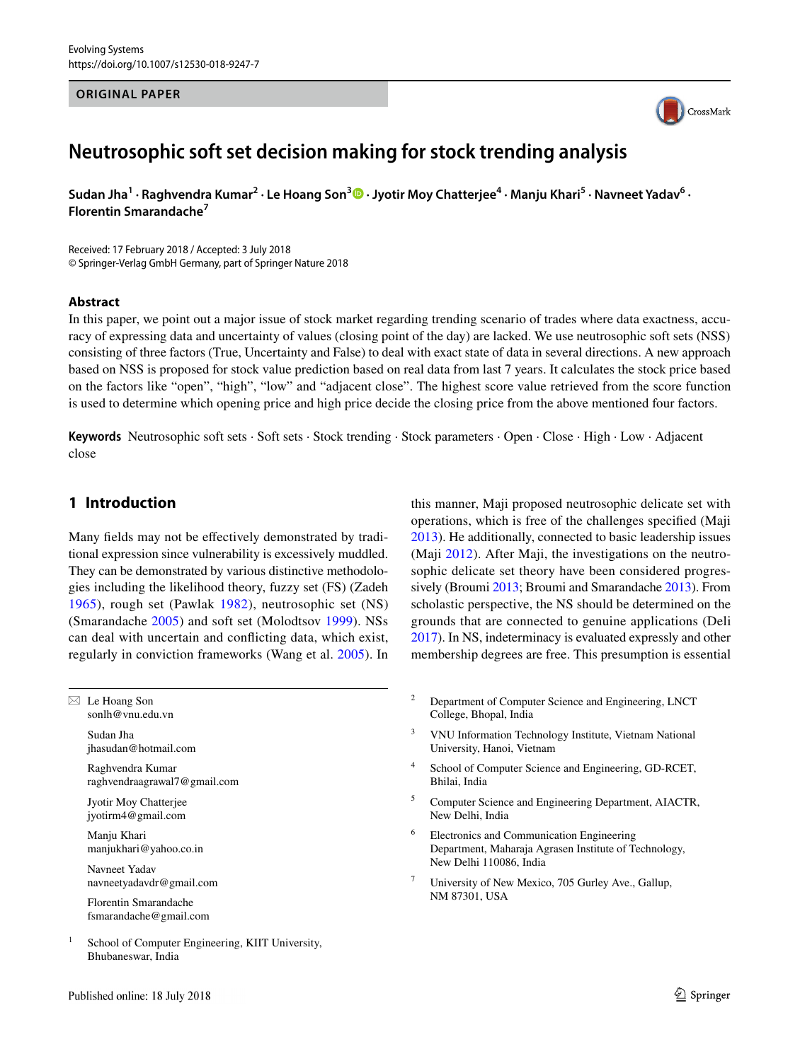ORIGINAL PAPER

# Neutrosophic soft set decision making for stock trending analysis

**Sudan Jha[1] · Raghvendra Kumar[2] · Le Hoang Son[3] · Jyotir Moy Chatterjee[4] · Manju Khari[5] · Navneet Yadav[6] · Florentin Smarandache[7]**

Received: 17 February 2018 / Accepted: 3 July 2018
© Springer-Verlag GmbH Germany, part of Springer Nature 2018

## Abstract

In this paper, we point out a major issue of stock market regarding trending scenario of trades where data exactness, accuracy of expressing data and uncertainty of values (closing point of the day) are lacked. We use neutrosophic soft sets (NSS) consisting of three factors (True, Uncertainty and False) to deal with exact state of data in several directions. A new approach based on NSS is proposed for stock value prediction based on real data from last 7 years. It calculates the stock price based on the factors like "open", "high", "low" and "adjacent close". The highest score value retrieved from the score function is used to determine which opening price and high price decide the closing price from the above mentioned four factors.

**Keywords** Neutrosophic soft sets · Soft sets · Stock trending · Stock parameters · Open · Close · High · Low · Adjacent close

## 1 Introduction

Many fields may not be effectively demonstrated by traditional expression since vulnerability is excessively muddled. They can be demonstrated by various distinctive methodologies including the likelihood theory, fuzzy set (FS) (Zadeh 1965), rough set (Pawlak 1982), neutrosophic set (NS) (Smarandache 2005) and soft set (Molodtsov 1999). NSs can deal with uncertain and conflicting data, which exist, regularly in conviction frameworks (Wang et al. 2005). In this manner, Maji proposed neutrosophic delicate set with operations, which is free of the challenges specified (Maji 2013). He additionally, connected to basic leadership issues (Maji 2012). After Maji, the investigations on the neutrosophic delicate set theory have been considered progressively (Broumi 2013; Broumi and Smarandache 2013). From scholastic perspective, the NS should be determined on the grounds that are connected to genuine applications (Deli 2017). In NS, indeterminacy is evaluated expressly and other membership degrees are free. This presumption is essential

---

✉ Le Hoang Son
sonlh@vnu.edu.vn

Sudan Jha
jhasudan@hotmail.com

Raghvendra Kumar
raghvendraagrawal7@gmail.com

Jyotir Moy Chatterjee
jyotirm4@gmail.com

Manju Khari
manjukhari@yahoo.co.in

Navneet Yadav
navneetyadavdr@gmail.com

Florentin Smarandache
fsmarandache@gmail.com

[1] School of Computer Engineering, KIIT University, Bhubaneswar, India

[2] Department of Computer Science and Engineering, LNCT College, Bhopal, India

[3] VNU Information Technology Institute, Vietnam National University, Hanoi, Vietnam

[4] School of Computer Science and Engineering, GD-RCET, Bhilai, India

[5] Computer Science and Engineering Department, AIACTR, New Delhi, India

[6] Electronics and Communication Engineering Department, Maharaja Agrasen Institute of Technology, New Delhi 110086, India

[7] University of New Mexico, 705 Gurley Ave., Gallup, NM 87301, USA

Published online: 18 July 2018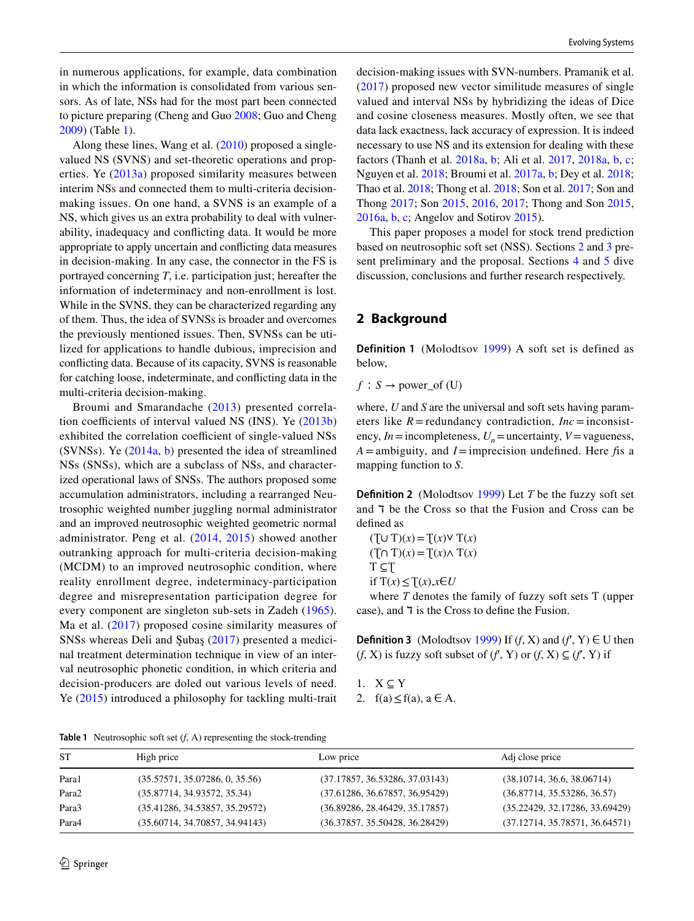in numerous applications, for example, data combination in which the information is consolidated from various sensors. As of late, NSs had for the most part been connected to picture preparing (Cheng and Guo 2008; Guo and Cheng 2009) (Table 1).

Along these lines, Wang et al. (2010) proposed a single-valued NS (SVNS) and set-theoretic operations and properties. Ye (2013a) proposed similarity measures between interim NSs and connected them to multi-criteria decision-making issues. On one hand, a SVNS is an example of a NS, which gives us an extra probability to deal with vulnerability, inadequacy and conflicting data. It would be more appropriate to apply uncertain and conflicting data measures in decision-making. In any case, the connector in the FS is portrayed concerning *T*, i.e. participation just; hereafter the information of indeterminacy and non-enrollment is lost. While in the SVNS, they can be characterized regarding any of them. Thus, the idea of SVNSs is broader and overcomes the previously mentioned issues. Then, SVNSs can be utilized for applications to handle dubious, imprecision and conflicting data. Because of its capacity, SVNS is reasonable for catching loose, indeterminate, and conflicting data in the multi-criteria decision-making.

Broumi and Smarandache (2013) presented correlation coefficients of interval valued NS (INS). Ye (2013b) exhibited the correlation coefficient of single-valued NSs (SVNSs). Ye (2014a, b) presented the idea of streamlined NSs (SNSs), which are a subclass of NSs, and characterized operational laws of SNSs. The authors proposed some accumulation administrators, including a rearranged Neutrosophic weighted number juggling normal administrator and an improved neutrosophic weighted geometric normal administrator. Peng et al. (2014, 2015) showed another outranking approach for multi-criteria decision-making (MCDM) to an improved neutrosophic condition, where reality enrollment degree, indeterminacy-participation degree and misrepresentation participation degree for every component are singleton sub-sets in Zadeh (1965). Ma et al. (2017) proposed cosine similarity measures of SNSs whereas Deli and Şubaş (2017) presented a medicinal treatment determination technique in view of an interval neutrosophic phonetic condition, in which criteria and decision-producers are doled out various levels of need. Ye (2015) introduced a philosophy for tackling multi-trait decision-making issues with SVN-numbers. Pramanik et al. (2017) proposed new vector similitude measures of single valued and interval NSs by hybridizing the ideas of Dice and cosine closeness measures. Mostly often, we see that data lack exactness, lack accuracy of expression. It is indeed necessary to use NS and its extension for dealing with these factors (Thanh et al. 2018a, b; Ali et al. 2017, 2018a, b, c; Nguyen et al. 2018; Broumi et al. 2017a, b; Dey et al. 2018; Thao et al. 2018; Thong et al. 2018; Son et al. 2017; Son and Thong 2017; Son 2015, 2016, 2017; Thong and Son 2015, 2016a, b, c; Angelov and Sotirov 2015).

This paper proposes a model for stock trend prediction based on neutrosophic soft set (NSS). Sections 2 and 3 present preliminary and the proposal. Sections 4 and 5 dive discussion, conclusions and further research respectively.

## 2 Background

**Definition 1** (Molodtsov 1999) A soft set is defined as below,

$f : S \rightarrow$ power_of (U)

where, *U* and *S* are the universal and soft sets having parameters like *R* = redundancy contradiction, *Inc* = inconsistency, *In* = incompleteness, $U_n$ = uncertainty, *V* = vagueness, *A* = ambiguity, and *I* = imprecision undefined. Here *f* is a mapping function to *S*.

**Definition 2** (Molodtsov 1999) Let *T* be the fuzzy soft set and ˥ be the Cross so that the Fusion and Cross can be defined as

(Ʈ∪ T)(*x*) = Ʈ(*x*)∨ T(*x*)
(Ʈ∩ T)(*x*) = Ʈ(*x*)∧ T(*x*)
T ⊆Ʈ
if T(*x*) ≤ Ʈ(*x*),*x*∈*U*

where *T* denotes the family of fuzzy soft sets T (upper case), and ˥ is the Cross to define the Fusion.

**Definition 3** (Molodtsov 1999) If (*f*, X) and (*f*′, Y) ∈ U then (*f*, X) is fuzzy soft subset of (*f*′, Y) or (*f*, X) ⊆ (*f*′, Y) if

1. X ⊆ Y
2. f(a) ≤ f(a), a ∈ A.

**Table 1** Neutrosophic soft set (*f*, A) representing the stock-trending

| ST | High price | Low price | Adj close price |
|---|---|---|---|
| Para1 | (35.57571, 35.07286, 0, 35.56) | (37.17857, 36.53286, 37.03143) | (38.10714, 36.6, 38.06714) |
| Para2 | (35.87714, 34.93572, 35.34) | (37.61286, 36.67857, 36.95429) | (36.87714, 35.53286, 36.57) |
| Para3 | (35.41286, 34.53857, 35.29572) | (36.89286, 28.46429, 35.17857) | (35.22429, 32.17286, 33.69429) |
| Para4 | (35.60714, 34.70857, 34.94143) | (36.37857, 35.50428, 36.28429) | (37.12714, 35.78571, 36.64571) |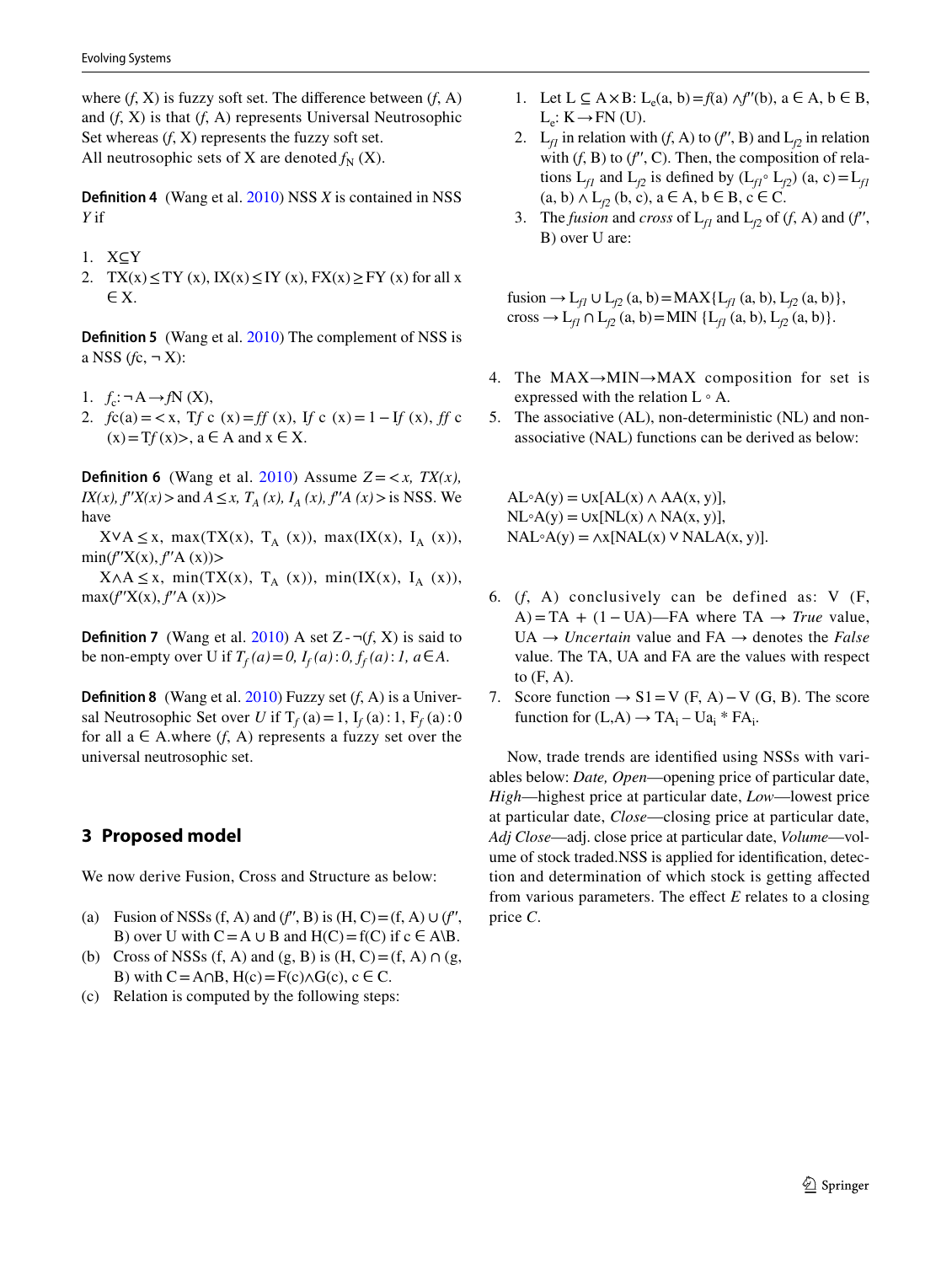where $(f, X)$ is fuzzy soft set. The difference between $(f, A)$ and $(f, X)$ is that $(f, A)$ represents Universal Neutrosophic Set whereas $(f, X)$ represents the fuzzy soft set.
All neutrosophic sets of X are denoted $f_N$ (X).

**Definition 4** (Wang et al. 2010) NSS *X* is contained in NSS *Y* if

1. X⊆Y
2. TX(x) ≤ TY (x), IX(x) ≤ IY (x), FX(x) ≥ FY (x) for all x ∈ X.

**Definition 5** (Wang et al. 2010) The complement of NSS is a NSS ($f$c, ¬ X):

1. $f_c$: ¬ A → $f$N (X),
2. $f$c(a) = < x, T$f$ c (x) = $ff$ (x), I$f$ c (x) = 1 − I$f$ (x), $ff$ c (x) = T$f$ (x)>, a ∈ A and x ∈ X.

**Definition 6** (Wang et al. 2010) Assume *Z* = < *x, TX(x), IX(x), f″X(x)* > and *A* ≤ *x,* $T_A$ *(x),* $I_A$ *(x), f″A (x)* > is NSS. We have

X∨A ≤ x, max(TX(x), $T_A$ (x)), max(IX(x), $I_A$ (x)), min($f$″X(x), $f$″A (x))>

X∧A ≤ x, min(TX(x), $T_A$ (x)), min(IX(x), $I_A$ (x)), max($f$″X(x), $f$″A (x))>

**Definition 7** (Wang et al. 2010) A set Z - ¬($f$, X) is said to be non-empty over U if $T_f(a) = 0$, $I_f(a) : 0$, $f_f(a) : 1$, $a \in A$.

**Definition 8** (Wang et al. 2010) Fuzzy set $(f, A)$ is a Universal Neutrosophic Set over *U* if $T_f$ (a) = 1, $I_f$ (a) : 1, $F_f$ (a) : 0 for all a ∈ A.where $(f, A)$ represents a fuzzy set over the universal neutrosophic set.

## 3 Proposed model

We now derive Fusion, Cross and Structure as below:

(a) Fusion of NSSs (f, A) and ($f$″, B) is (H, C) = (f, A) ∪ ($f$″, B) over U with C = A ∪ B and H(C) = f(C) if c ∈ A\B.
(b) Cross of NSSs (f, A) and (g, B) is (H, C) = (f, A) ∩ (g, B) with C = A∩B, H(c) = F(c)∧G(c), c ∈ C.
(c) Relation is computed by the following steps:

1. Let L ⊆ A × B: $L_e$(a, b) = $f$(a) ∧$f$″(b), a ∈ A, b ∈ B, $L_e$: K → FN (U).
2. $L_{f1}$ in relation with $(f, A)$ to ($f$″, B) and $L_{f2}$ in relation with $(f, B)$ to ($f$″, C). Then, the composition of relations $L_{f1}$ and $L_{f2}$ is defined by ($L_{f1} \circ L_{f2}$) (a, c) = $L_{f1}$ (a, b) ∧ $L_{f2}$ (b, c), a ∈ A, b ∈ B, c ∈ C.
3. The *fusion* and *cross* of $L_{f1}$ and $L_{f2}$ of $(f, A)$ and ($f$″, B) over U are:

fusion → $L_{f1}$ ∪ $L_{f2}$ (a, b) = MAX{$L_{f1}$ (a, b), $L_{f2}$ (a, b)},
cross → $L_{f1}$ ∩ $L_{f2}$ (a, b) = MIN {$L_{f1}$ (a, b), $L_{f2}$ (a, b)}.

4. The MAX→MIN→MAX composition for set is expressed with the relation L ◦ A.
5. The associative (AL), non-deterministic (NL) and non-associative (NAL) functions can be derived as below:

AL◦A(y) = ∪x[AL(x) ∧ AA(x, y)],
NL◦A(y) = ∪x[NL(x) ∧ NA(x, y)],
NAL◦A(y) = ∧x[NAL(x) ∨ NALA(x, y)].

6. $(f, A)$ conclusively can be defined as: V (F, A) = TA + (1 − UA)—FA where TA → *True* value, UA → *Uncertain* value and FA → denotes the *False* value. The TA, UA and FA are the values with respect to (F, A).
7. Score function → S1 = V (F, A) − V (G, B). The score function for (L,A) → $TA_i$ – $Ua_i$ * $FA_i$.

Now, trade trends are identified using NSSs with variables below: *Date, Open*—opening price of particular date, *High*—highest price at particular date, *Low*—lowest price at particular date, *Close*—closing price at particular date, *Adj Close*—adj. close price at particular date, *Volume*—volume of stock traded.NSS is applied for identification, detection and determination of which stock is getting affected from various parameters. The effect *E* relates to a closing price *C*.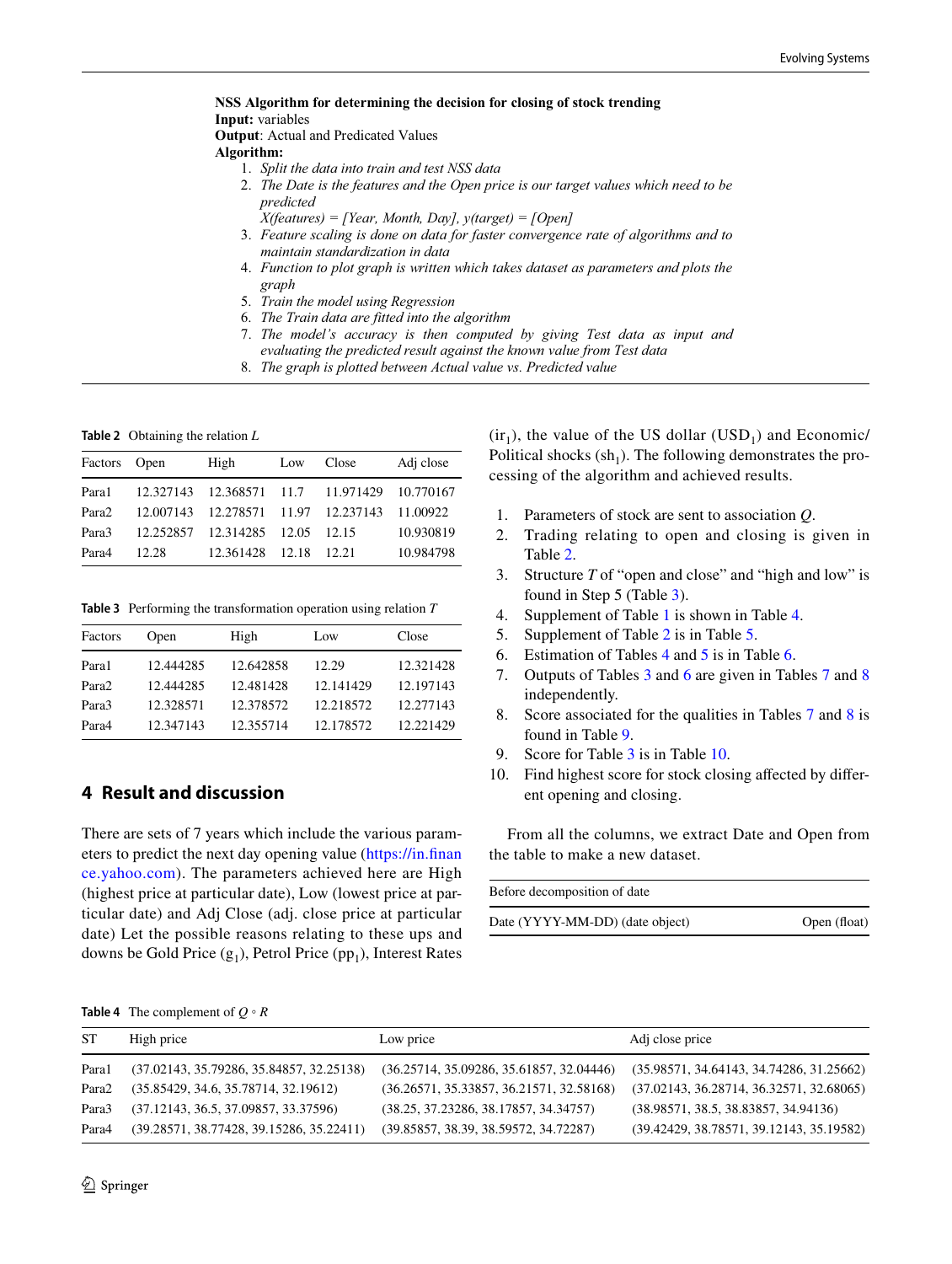**NSS Algorithm for determining the decision for closing of stock trending**

**Input:** variables

**Output**: Actual and Predicated Values

**Algorithm:**

1. *Split the data into train and test NSS data*
2. *The Date is the features and the Open price is our target values which need to be predicted*
   *X(features) = [Year, Month, Day], y(target) = [Open]*
3. *Feature scaling is done on data for faster convergence rate of algorithms and to maintain standardization in data*
4. *Function to plot graph is written which takes dataset as parameters and plots the graph*
5. *Train the model using Regression*
6. *The Train data are fitted into the algorithm*
7. *The model's accuracy is then computed by giving Test data as input and evaluating the predicted result against the known value from Test data*
8. *The graph is plotted between Actual value vs. Predicted value*

**Table 2** Obtaining the relation *L*

| Factors | Open | High | Low | Close | Adj close |
|---|---|---|---|---|---|
| Para1 | 12.327143 | 12.368571 | 11.7 | 11.971429 | 10.770167 |
| Para2 | 12.007143 | 12.278571 | 11.97 | 12.237143 | 11.00922 |
| Para3 | 12.252857 | 12.314285 | 12.05 | 12.15 | 10.930819 |
| Para4 | 12.28 | 12.361428 | 12.18 | 12.21 | 10.984798 |

**Table 3** Performing the transformation operation using relation *T*

| Factors | Open | High | Low | Close |
|---|---|---|---|---|
| Para1 | 12.444285 | 12.642858 | 12.29 | 12.321428 |
| Para2 | 12.444285 | 12.481428 | 12.141429 | 12.197143 |
| Para3 | 12.328571 | 12.378572 | 12.218572 | 12.277143 |
| Para4 | 12.347143 | 12.355714 | 12.178572 | 12.221429 |

## 4 Result and discussion

There are sets of 7 years which include the various parameters to predict the next day opening value (https://in.finance.yahoo.com). The parameters achieved here are High (highest price at particular date), Low (lowest price at particular date) and Adj Close (adj. close price at particular date) Let the possible reasons relating to these ups and downs be Gold Price ($g_1$), Petrol Price ($pp_1$), Interest Rates ($ir_1$), the value of the US dollar ($USD_1$) and Economic/Political shocks ($sh_1$). The following demonstrates the processing of the algorithm and achieved results.

1. Parameters of stock are sent to association *Q*.
2. Trading relating to open and closing is given in Table 2.
3. Structure *T* of "open and close" and "high and low" is found in Step 5 (Table 3).
4. Supplement of Table 1 is shown in Table 4.
5. Supplement of Table 2 is in Table 5.
6. Estimation of Tables 4 and 5 is in Table 6.
7. Outputs of Tables 3 and 6 are given in Tables 7 and 8 independently.
8. Score associated for the qualities in Tables 7 and 8 is found in Table 9.
9. Score for Table 3 is in Table 10.
10. Find highest score for stock closing affected by different opening and closing.

From all the columns, we extract Date and Open from the table to make a new dataset.

| Before decomposition of date | |
|---|---|
| Date (YYYY-MM-DD) (date object) | Open (float) |

**Table 4** The complement of $Q \circ R$

| ST | High price | Low price | Adj close price |
|---|---|---|---|
| Para1 | (37.02143, 35.79286, 35.84857, 32.25138) | (36.25714, 35.09286, 35.61857, 32.04446) | (35.98571, 34.64143, 34.74286, 31.25662) |
| Para2 | (35.85429, 34.6, 35.78714, 32.19612) | (36.26571, 35.33857, 36.21571, 32.58168) | (37.02143, 36.28714, 36.32571, 32.68065) |
| Para3 | (37.12143, 36.5, 37.09857, 33.37596) | (38.25, 37.23286, 38.17857, 34.34757) | (38.98571, 38.5, 38.83857, 34.94136) |
| Para4 | (39.28571, 38.77428, 39.15286, 35.22411) | (39.85857, 38.39, 38.59572, 34.72287) | (39.42429, 38.78571, 39.12143, 35.19582) |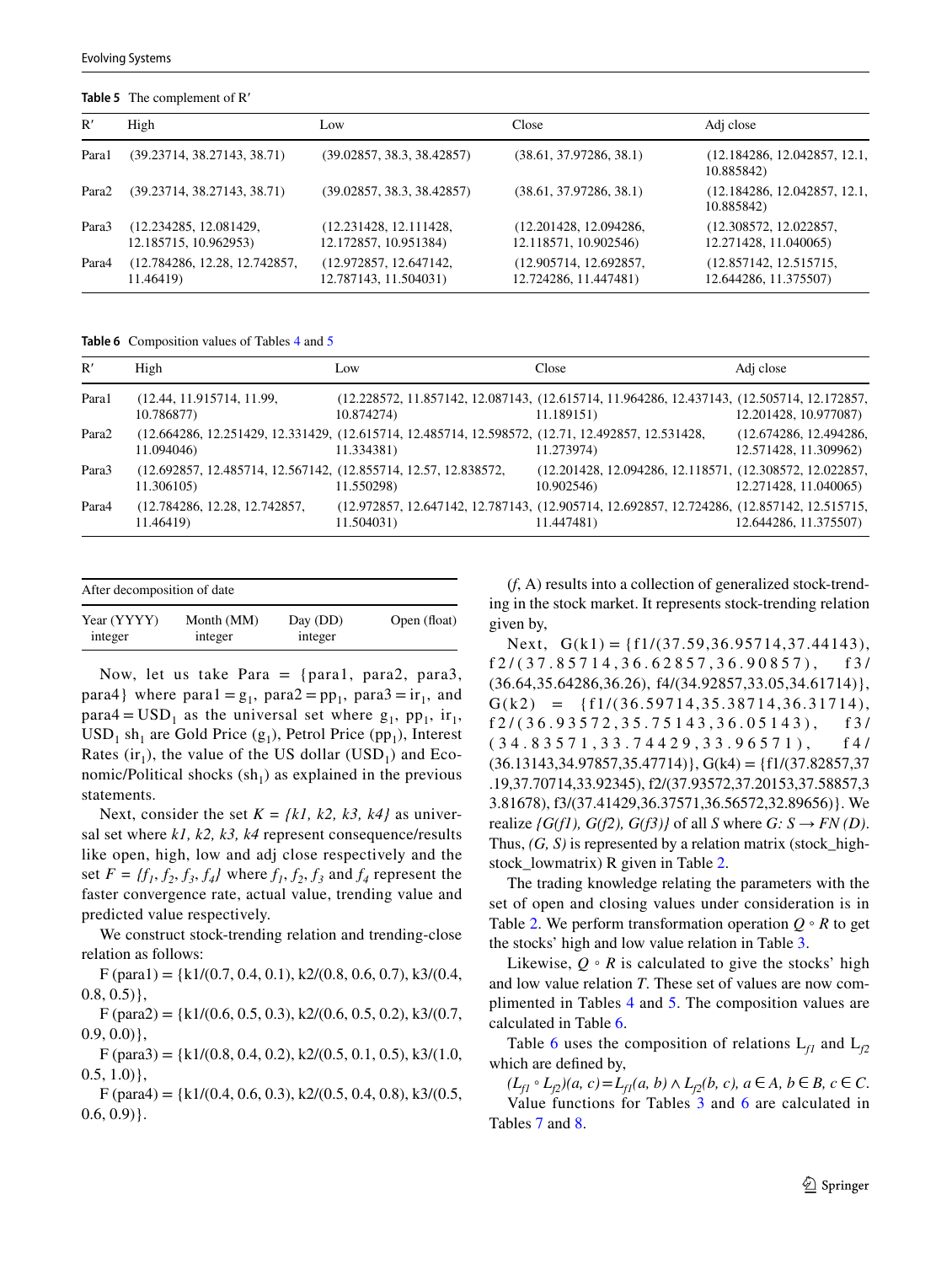**Table 5** The complement of R′

| R′ | High | Low | Close | Adj close |
|---|---|---|---|---|
| Para1 | (39.23714, 38.27143, 38.71) | (39.02857, 38.3, 38.42857) | (38.61, 37.97286, 38.1) | (12.184286, 12.042857, 12.1, 10.885842) |
| Para2 | (39.23714, 38.27143, 38.71) | (39.02857, 38.3, 38.42857) | (38.61, 37.97286, 38.1) | (12.184286, 12.042857, 12.1, 10.885842) |
| Para3 | (12.234285, 12.081429, 12.185715, 10.962953) | (12.231428, 12.111428, 12.172857, 10.951384) | (12.201428, 12.094286, 12.118571, 10.902546) | (12.308572, 12.022857, 12.271428, 11.040065) |
| Para4 | (12.784286, 12.28, 12.742857, 11.46419) | (12.972857, 12.647142, 12.787143, 11.504031) | (12.905714, 12.692857, 12.724286, 11.447481) | (12.857142, 12.515715, 12.644286, 11.375507) |

**Table 6** Composition values of Tables 4 and 5

| R′ | High | Low | Close | Adj close |
|---|---|---|---|---|
| Para1 | (12.44, 11.915714, 11.99, 10.786877) | (12.228572, 11.857142, 12.087143, 10.874274) | (12.615714, 11.964286, 12.437143, 11.189151) | (12.505714, 12.172857, 12.201428, 10.977087) |
| Para2 | (12.664286, 12.251429, 12.331429, 11.094046) | (12.615714, 12.485714, 12.598572, 11.334381) | (12.71, 12.492857, 12.531428, 11.273974) | (12.674286, 12.494286, 12.571428, 11.309962) |
| Para3 | (12.692857, 12.485714, 12.567142, 11.306105) | (12.855714, 12.57, 12.838572, 11.550298) | (12.201428, 12.094286, 12.118571, 10.902546) | (12.308572, 12.022857, 12.271428, 11.040065) |
| Para4 | (12.784286, 12.28, 12.742857, 11.46419) | (12.972857, 12.647142, 12.787143, 11.504031) | (12.905714, 12.692857, 12.724286, 11.447481) | (12.857142, 12.515715, 12.644286, 11.375507) |

| After decomposition of date | | | |
|---|---|---|---|
| Year (YYYY) integer | Month (MM) integer | Day (DD) integer | Open (float) |

Now, let us take Para = {para1, para2, para3, para4} where para1 = $g_1$, para2 = $pp_1$, para3 = $ir_1$, and para4 = $USD_1$ as the universal set where $g_1$, $pp_1$, $ir_1$, $USD_1$ $sh_1$ are Gold Price ($g_1$), Petrol Price ($pp_1$), Interest Rates ($ir_1$), the value of the US dollar ($USD_1$) and Economic/Political shocks ($sh_1$) as explained in the previous statements.

Next, consider the set *K = {k1, k2, k3, k4}* as universal set where *k1, k2, k3, k4* represent consequence/results like open, high, low and adj close respectively and the set $F = \{f_1, f_2, f_3, f_4\}$ where $f_1$, $f_2$, $f_3$ and $f_4$ represent the faster convergence rate, actual value, trending value and predicted value respectively.

We construct stock-trending relation and trending-close relation as follows:

F (para1) = {k1/(0.7, 0.4, 0.1), k2/(0.8, 0.6, 0.7), k3/(0.4, 0.8, 0.5)},

F (para2) = {k1/(0.6, 0.5, 0.3), k2/(0.6, 0.5, 0.2), k3/(0.7, 0.9, 0.0)},

F (para3) = {k1/(0.8, 0.4, 0.2), k2/(0.5, 0.1, 0.5), k3/(1.0, 0.5, 1.0)},

F (para4) = {k1/(0.4, 0.6, 0.3), k2/(0.5, 0.4, 0.8), k3/(0.5, 0.6, 0.9)}.

(*f*, A) results into a collection of generalized stock-trending in the stock market. It represents stock-trending relation given by,

Next, G(k1) = {f1/(37.59,36.95714,37.44143), f2/(37.85714,36.62857,36.90857), f3/(36.64,35.64286,36.26), f4/(34.92857,33.05,34.61714)}, G(k2) = {f1/(36.59714,35.38714,36.31714), f2/(36.93572,35.75143,36.05143), f3/(34.83571,33.74429,33.96571), f4/(36.13143,34.97857,35.47714)}, G(k4) = {f1/(37.82857,37.19,37.70714,33.92345), f2/(37.93572,37.20153,37.58857,33.81678), f3/(37.41429,36.37571,36.56572,32.89656)}. We realize *{G(f1), G(f2), G(f3)}* of all *S* where *G: S → FN (D)*. Thus, *(G, S)* is represented by a relation matrix (stock_high-stock_lowmatrix) R given in Table 2.

The trading knowledge relating the parameters with the set of open and closing values under consideration is in Table 2. We perform transformation operation $Q \circ R$ to get the stocks' high and low value relation in Table 3.

Likewise, $Q \circ R$ is calculated to give the stocks' high and low value relation *T*. These set of values are now complimented in Tables 4 and 5. The composition values are calculated in Table 6.

Table 6 uses the composition of relations $L_{f1}$ and $L_{f2}$ which are defined by,

$(L_{f1} \circ L_{f2})(a, c) = L_{f1}(a, b) \wedge L_{f2}(b, c),\ a \in A,\ b \in B,\ c \in C.$

Value functions for Tables 3 and 6 are calculated in Tables 7 and 8.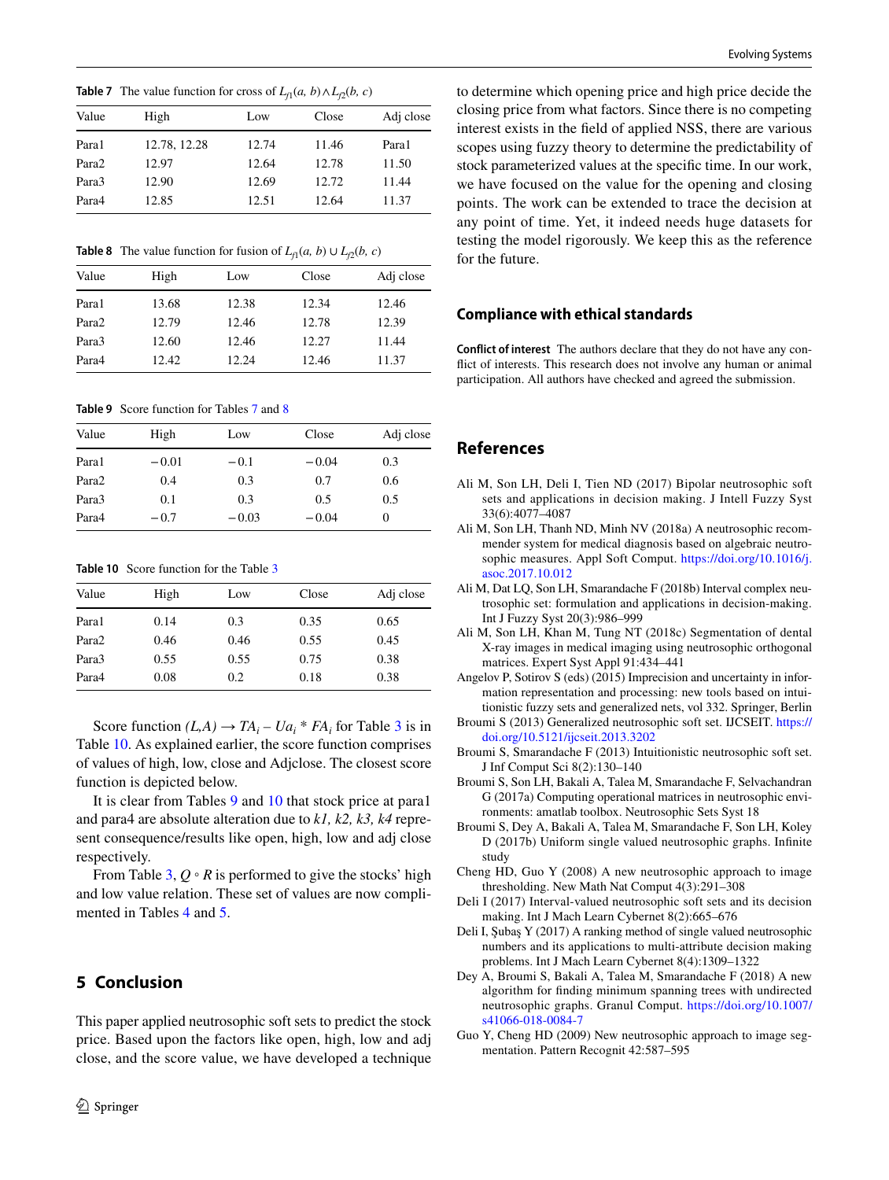**Table 7** The value function for cross of $L_{f1}(a, b) \wedge L_{f2}(b, c)$

| Value | High | Low | Close | Adj close |
|---|---|---|---|---|
| Para1 | 12.78, 12.28 | 12.74 | 11.46 | Para1 |
| Para2 | 12.97 | 12.64 | 12.78 | 11.50 |
| Para3 | 12.90 | 12.69 | 12.72 | 11.44 |
| Para4 | 12.85 | 12.51 | 12.64 | 11.37 |

**Table 8** The value function for fusion of $L_{f1}(a, b) \cup L_{f2}(b, c)$

| Value | High | Low | Close | Adj close |
|---|---|---|---|---|
| Para1 | 13.68 | 12.38 | 12.34 | 12.46 |
| Para2 | 12.79 | 12.46 | 12.78 | 12.39 |
| Para3 | 12.60 | 12.46 | 12.27 | 11.44 |
| Para4 | 12.42 | 12.24 | 12.46 | 11.37 |

**Table 9** Score function for Tables 7 and 8

| Value | High | Low | Close | Adj close |
|---|---|---|---|---|
| Para1 | −0.01 | −0.1 | −0.04 | 0.3 |
| Para2 | 0.4 | 0.3 | 0.7 | 0.6 |
| Para3 | 0.1 | 0.3 | 0.5 | 0.5 |
| Para4 | −0.7 | −0.03 | −0.04 | 0 |

**Table 10** Score function for the Table 3

| Value | High | Low | Close | Adj close |
|---|---|---|---|---|
| Para1 | 0.14 | 0.3 | 0.35 | 0.65 |
| Para2 | 0.46 | 0.46 | 0.55 | 0.45 |
| Para3 | 0.55 | 0.55 | 0.75 | 0.38 |
| Para4 | 0.08 | 0.2 | 0.18 | 0.38 |

Score function $(L,A) \rightarrow TA_i - Ua_i * FA_i$ for Table 3 is in Table 10. As explained earlier, the score function comprises of values of high, low, close and Adjclose. The closest score function is depicted below.

It is clear from Tables 9 and 10 that stock price at para1 and para4 are absolute alteration due to *k1, k2, k3, k4* represent consequence/results like open, high, low and adj close respectively.

From Table 3, $Q \circ R$ is performed to give the stocks' high and low value relation. These set of values are now complimented in Tables 4 and 5.

## 5 Conclusion

This paper applied neutrosophic soft sets to predict the stock price. Based upon the factors like open, high, low and adj close, and the score value, we have developed a technique to determine which opening price and high price decide the closing price from what factors. Since there is no competing interest exists in the field of applied NSS, there are various scopes using fuzzy theory to determine the predictability of stock parameterized values at the specific time. In our work, we have focused on the value for the opening and closing points. The work can be extended to trace the decision at any point of time. Yet, it indeed needs huge datasets for testing the model rigorously. We keep this as the reference for the future.

### Compliance with ethical standards

**Conflict of interest** The authors declare that they do not have any conflict of interests. This research does not involve any human or animal participation. All authors have checked and agreed the submission.

## References

Ali M, Son LH, Deli I, Tien ND (2017) Bipolar neutrosophic soft sets and applications in decision making. J Intell Fuzzy Syst 33(6):4077–4087

Ali M, Son LH, Thanh ND, Minh NV (2018a) A neutrosophic recommender system for medical diagnosis based on algebraic neutrosophic measures. Appl Soft Comput. https://doi.org/10.1016/j.asoc.2017.10.012

Ali M, Dat LQ, Son LH, Smarandache F (2018b) Interval complex neutrosophic set: formulation and applications in decision-making. Int J Fuzzy Syst 20(3):986–999

Ali M, Son LH, Khan M, Tung NT (2018c) Segmentation of dental X-ray images in medical imaging using neutrosophic orthogonal matrices. Expert Syst Appl 91:434–441

Angelov P, Sotirov S (eds) (2015) Imprecision and uncertainty in information representation and processing: new tools based on intuitionistic fuzzy sets and generalized nets, vol 332. Springer, Berlin

Broumi S (2013) Generalized neutrosophic soft set. IJCSEIT. https://doi.org/10.5121/ijcseit.2013.3202

Broumi S, Smarandache F (2013) Intuitionistic neutrosophic soft set. J Inf Comput Sci 8(2):130–140

Broumi S, Son LH, Bakali A, Talea M, Smarandache F, Selvachandran G (2017a) Computing operational matrices in neutrosophic environments: amatlab toolbox. Neutrosophic Sets Syst 18

Broumi S, Dey A, Bakali A, Talea M, Smarandache F, Son LH, Koley D (2017b) Uniform single valued neutrosophic graphs. Infinite study

Cheng HD, Guo Y (2008) A new neutrosophic approach to image thresholding. New Math Nat Comput 4(3):291–308

Deli I (2017) Interval-valued neutrosophic soft sets and its decision making. Int J Mach Learn Cybernet 8(2):665–676

Deli I, Şubaş Y (2017) A ranking method of single valued neutrosophic numbers and its applications to multi-attribute decision making problems. Int J Mach Learn Cybernet 8(4):1309–1322

Dey A, Broumi S, Bakali A, Talea M, Smarandache F (2018) A new algorithm for finding minimum spanning trees with undirected neutrosophic graphs. Granul Comput. https://doi.org/10.1007/s41066-018-0084-7

Guo Y, Cheng HD (2009) New neutrosophic approach to image segmentation. Pattern Recognit 42:587–595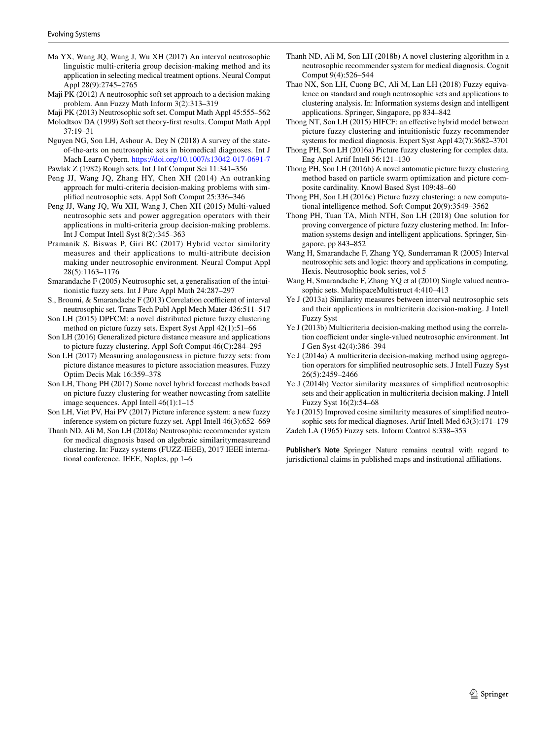Ma YX, Wang JQ, Wang J, Wu XH (2017) An interval neutrosophic linguistic multi-criteria group decision-making method and its application in selecting medical treatment options. Neural Comput Appl 28(9):2745–2765

Maji PK (2012) A neutrosophic soft set approach to a decision making problem. Ann Fuzzy Math Inform 3(2):313–319

Maji PK (2013) Neutrosophic soft set. Comput Math Appl 45:555–562

Molodtsov DA (1999) Soft set theory-first results. Comput Math Appl 37:19–31

Nguyen NG, Son LH, Ashour A, Dey N (2018) A survey of the state-of-the-arts on neutrosophic sets in biomedical diagnoses. Int J Mach Learn Cybern. https://doi.org/10.1007/s13042-017-0691-7

Pawlak Z (1982) Rough sets. Int J Inf Comput Sci 11:341–356

Peng JJ, Wang JQ, Zhang HY, Chen XH (2014) An outranking approach for multi-criteria decision-making problems with simplified neutrosophic sets. Appl Soft Comput 25:336–346

Peng JJ, Wang JQ, Wu XH, Wang J, Chen XH (2015) Multi-valued neutrosophic sets and power aggregation operators with their applications in multi-criteria group decision-making problems. Int J Comput Intell Syst 8(2):345–363

Pramanik S, Biswas P, Giri BC (2017) Hybrid vector similarity measures and their applications to multi-attribute decision making under neutrosophic environment. Neural Comput Appl 28(5):1163–1176

Smarandache F (2005) Neutrosophic set, a generalisation of the intuitionistic fuzzy sets. Int J Pure Appl Math 24:287–297

S., Broumi, & Smarandache F (2013) Correlation coefficient of interval neutrosophic set. Trans Tech Publ Appl Mech Mater 436:511–517

Son LH (2015) DPFCM: a novel distributed picture fuzzy clustering method on picture fuzzy sets. Expert Syst Appl 42(1):51–66

Son LH (2016) Generalized picture distance measure and applications to picture fuzzy clustering. Appl Soft Comput 46(C):284–295

Son LH (2017) Measuring analogousness in picture fuzzy sets: from picture distance measures to picture association measures. Fuzzy Optim Decis Mak 16:359–378

Son LH, Thong PH (2017) Some novel hybrid forecast methods based on picture fuzzy clustering for weather nowcasting from satellite image sequences. Appl Intell 46(1):1–15

Son LH, Viet PV, Hai PV (2017) Picture inference system: a new fuzzy inference system on picture fuzzy set. Appl Intell 46(3):652–669

Thanh ND, Ali M, Son LH (2018a) Neutrosophic recommender system for medical diagnosis based on algebraic similaritymeasureand clustering. In: Fuzzy systems (FUZZ-IEEE), 2017 IEEE international conference. IEEE, Naples, pp 1–6

Thanh ND, Ali M, Son LH (2018b) A novel clustering algorithm in a neutrosophic recommender system for medical diagnosis. Cognit Comput 9(4):526–544

Thao NX, Son LH, Cuong BC, Ali M, Lan LH (2018) Fuzzy equivalence on standard and rough neutrosophic sets and applications to clustering analysis. In: Information systems design and intelligent applications. Springer, Singapore, pp 834–842

Thong NT, Son LH (2015) HIFCF: an effective hybrid model between picture fuzzy clustering and intuitionistic fuzzy recommender systems for medical diagnosis. Expert Syst Appl 42(7):3682–3701

Thong PH, Son LH (2016a) Picture fuzzy clustering for complex data. Eng Appl Artif Intell 56:121–130

Thong PH, Son LH (2016b) A novel automatic picture fuzzy clustering method based on particle swarm optimization and picture composite cardinality. Knowl Based Syst 109:48–60

Thong PH, Son LH (2016c) Picture fuzzy clustering: a new computational intelligence method. Soft Comput 20(9):3549–3562

Thong PH, Tuan TA, Minh NTH, Son LH (2018) One solution for proving convergence of picture fuzzy clustering method. In: Information systems design and intelligent applications. Springer, Singapore, pp 843–852

Wang H, Smarandache F, Zhang YQ, Sunderraman R (2005) Interval neutrosophic sets and logic: theory and applications in computing. Hexis. Neutrosophic book series, vol 5

Wang H, Smarandache F, Zhang YQ et al (2010) Single valued neutrosophic sets. MultispaceMultistruct 4:410–413

Ye J (2013a) Similarity measures between interval neutrosophic sets and their applications in multicriteria decision-making. J Intell Fuzzy Syst

Ye J (2013b) Multicriteria decision-making method using the correlation coefficient under single-valued neutrosophic environment. Int J Gen Syst 42(4):386–394

Ye J (2014a) A multicriteria decision-making method using aggregation operators for simplified neutrosophic sets. J Intell Fuzzy Syst 26(5):2459–2466

Ye J (2014b) Vector similarity measures of simplified neutrosophic sets and their application in multicriteria decision making. J Intell Fuzzy Syst 16(2):54–68

Ye J (2015) Improved cosine similarity measures of simplified neutrosophic sets for medical diagnoses. Artif Intell Med 63(3):171–179

Zadeh LA (1965) Fuzzy sets. Inform Control 8:338–353

**Publisher's Note** Springer Nature remains neutral with regard to jurisdictional claims in published maps and institutional affiliations.